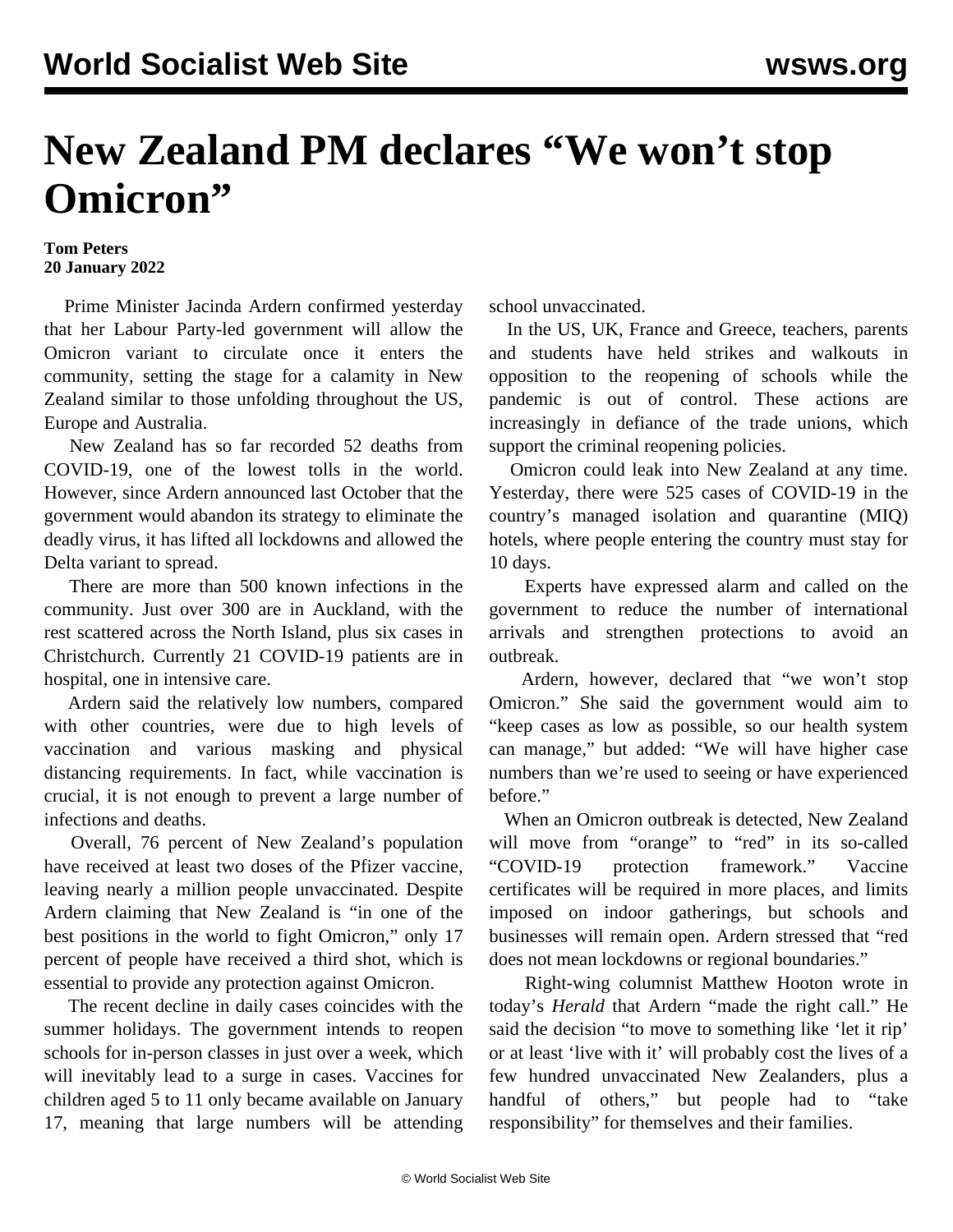# New Zealand PM declares "We won't stop Omicron"

**Tom Peters**
**20 January 2022**

Prime Minister Jacinda Ardern confirmed yesterday that her Labour Party-led government will allow the Omicron variant to circulate once it enters the community, setting the stage for a calamity in New Zealand similar to those unfolding throughout the US, Europe and Australia.

New Zealand has so far recorded 52 deaths from COVID-19, one of the lowest tolls in the world. However, since Ardern announced last October that the government would abandon its strategy to eliminate the deadly virus, it has lifted all lockdowns and allowed the Delta variant to spread.

There are more than 500 known infections in the community. Just over 300 are in Auckland, with the rest scattered across the North Island, plus six cases in Christchurch. Currently 21 COVID-19 patients are in hospital, one in intensive care.

Ardern said the relatively low numbers, compared with other countries, were due to high levels of vaccination and various masking and physical distancing requirements. In fact, while vaccination is crucial, it is not enough to prevent a large number of infections and deaths.

Overall, 76 percent of New Zealand's population have received at least two doses of the Pfizer vaccine, leaving nearly a million people unvaccinated. Despite Ardern claiming that New Zealand is "in one of the best positions in the world to fight Omicron," only 17 percent of people have received a third shot, which is essential to provide any protection against Omicron.

The recent decline in daily cases coincides with the summer holidays. The government intends to reopen schools for in-person classes in just over a week, which will inevitably lead to a surge in cases. Vaccines for children aged 5 to 11 only became available on January 17, meaning that large numbers will be attending school unvaccinated.

In the US, UK, France and Greece, teachers, parents and students have held strikes and walkouts in opposition to the reopening of schools while the pandemic is out of control. These actions are increasingly in defiance of the trade unions, which support the criminal reopening policies.

Omicron could leak into New Zealand at any time. Yesterday, there were 525 cases of COVID-19 in the country's managed isolation and quarantine (MIQ) hotels, where people entering the country must stay for 10 days.

Experts have expressed alarm and called on the government to reduce the number of international arrivals and strengthen protections to avoid an outbreak.

Ardern, however, declared that "we won't stop Omicron." She said the government would aim to "keep cases as low as possible, so our health system can manage," but added: "We will have higher case numbers than we're used to seeing or have experienced before."

When an Omicron outbreak is detected, New Zealand will move from "orange" to "red" in its so-called "COVID-19 protection framework." Vaccine certificates will be required in more places, and limits imposed on indoor gatherings, but schools and businesses will remain open. Ardern stressed that "red does not mean lockdowns or regional boundaries."

Right-wing columnist Matthew Hooton wrote in today's *Herald* that Ardern "made the right call." He said the decision "to move to something like 'let it rip' or at least 'live with it' will probably cost the lives of a few hundred unvaccinated New Zealanders, plus a handful of others," but people had to "take responsibility" for themselves and their families.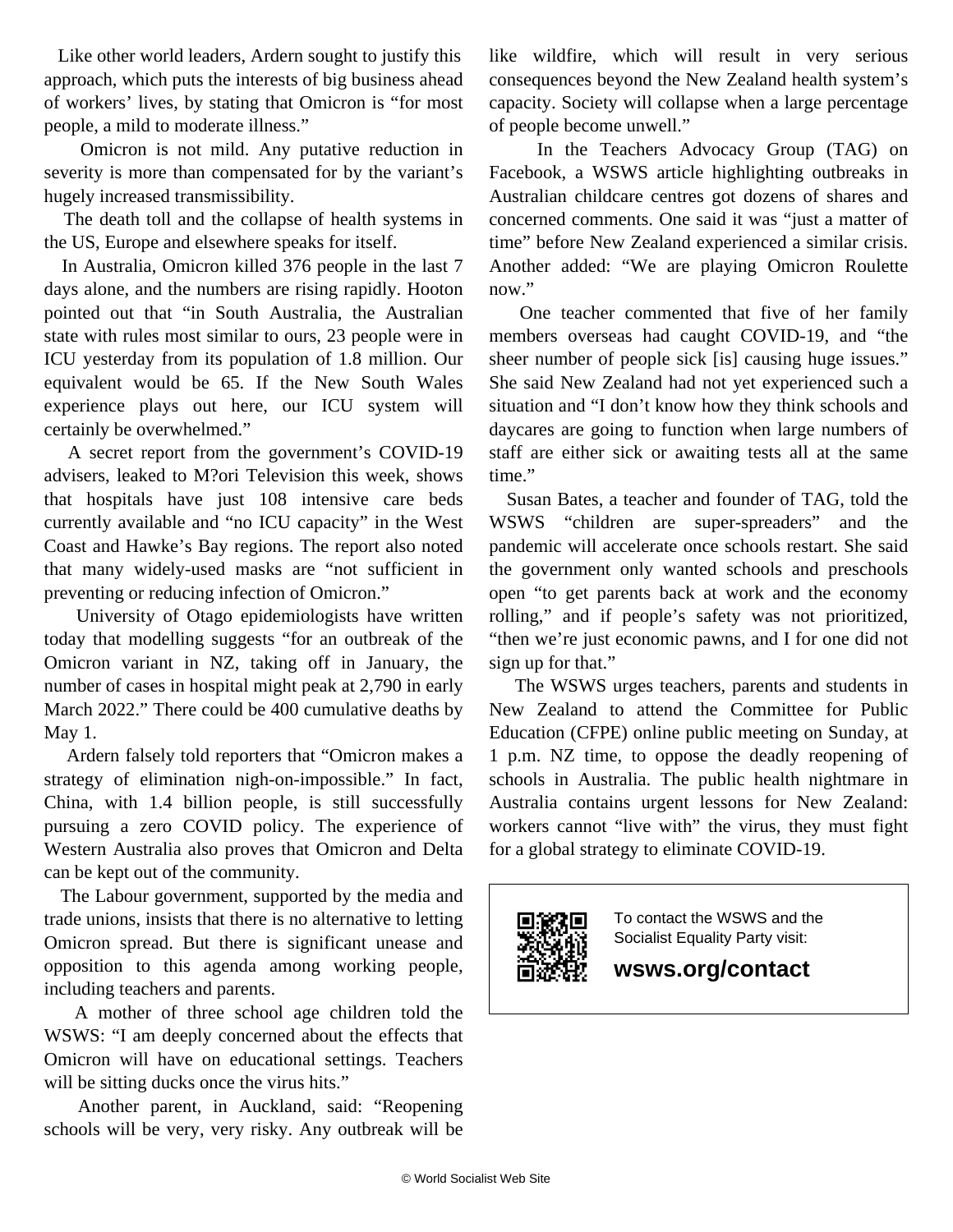Like other world leaders, Ardern sought to justify this approach, which puts the interests of big business ahead of workers' lives, by stating that Omicron is "for most people, a mild to moderate illness."

Omicron is not mild. Any putative reduction in severity is more than compensated for by the variant's hugely increased transmissibility.

The death toll and the collapse of health systems in the US, Europe and elsewhere speaks for itself.

In Australia, Omicron killed 376 people in the last 7 days alone, and the numbers are rising rapidly. Hooton pointed out that "in South Australia, the Australian state with rules most similar to ours, 23 people were in ICU yesterday from its population of 1.8 million. Our equivalent would be 65. If the New South Wales experience plays out here, our ICU system will certainly be overwhelmed."

A secret report from the government's COVID-19 advisers, leaked to M?ori Television this week, shows that hospitals have just 108 intensive care beds currently available and "no ICU capacity" in the West Coast and Hawke's Bay regions. The report also noted that many widely-used masks are "not sufficient in preventing or reducing infection of Omicron."

University of Otago epidemiologists have written today that modelling suggests "for an outbreak of the Omicron variant in NZ, taking off in January, the number of cases in hospital might peak at 2,790 in early March 2022." There could be 400 cumulative deaths by May 1.

Ardern falsely told reporters that "Omicron makes a strategy of elimination nigh-on-impossible." In fact, China, with 1.4 billion people, is still successfully pursuing a zero COVID policy. The experience of Western Australia also proves that Omicron and Delta can be kept out of the community.

The Labour government, supported by the media and trade unions, insists that there is no alternative to letting Omicron spread. But there is significant unease and opposition to this agenda among working people, including teachers and parents.

A mother of three school age children told the WSWS: "I am deeply concerned about the effects that Omicron will have on educational settings. Teachers will be sitting ducks once the virus hits."

Another parent, in Auckland, said: "Reopening schools will be very, very risky. Any outbreak will be like wildfire, which will result in very serious consequences beyond the New Zealand health system's capacity. Society will collapse when a large percentage of people become unwell."

In the Teachers Advocacy Group (TAG) on Facebook, a WSWS article highlighting outbreaks in Australian childcare centres got dozens of shares and concerned comments. One said it was "just a matter of time" before New Zealand experienced a similar crisis. Another added: "We are playing Omicron Roulette now."

One teacher commented that five of her family members overseas had caught COVID-19, and "the sheer number of people sick [is] causing huge issues." She said New Zealand had not yet experienced such a situation and "I don't know how they think schools and daycares are going to function when large numbers of staff are either sick or awaiting tests all at the same time."

Susan Bates, a teacher and founder of TAG, told the WSWS "children are super-spreaders" and the pandemic will accelerate once schools restart. She said the government only wanted schools and preschools open "to get parents back at work and the economy rolling," and if people's safety was not prioritized, "then we're just economic pawns, and I for one did not sign up for that."

The WSWS urges teachers, parents and students in New Zealand to attend the Committee for Public Education (CFPE) online public meeting on Sunday, at 1 p.m. NZ time, to oppose the deadly reopening of schools in Australia. The public health nightmare in Australia contains urgent lessons for New Zealand: workers cannot "live with" the virus, they must fight for a global strategy to eliminate COVID-19.

To contact the WSWS and the Socialist Equality Party visit:

**wsws.org/contact**